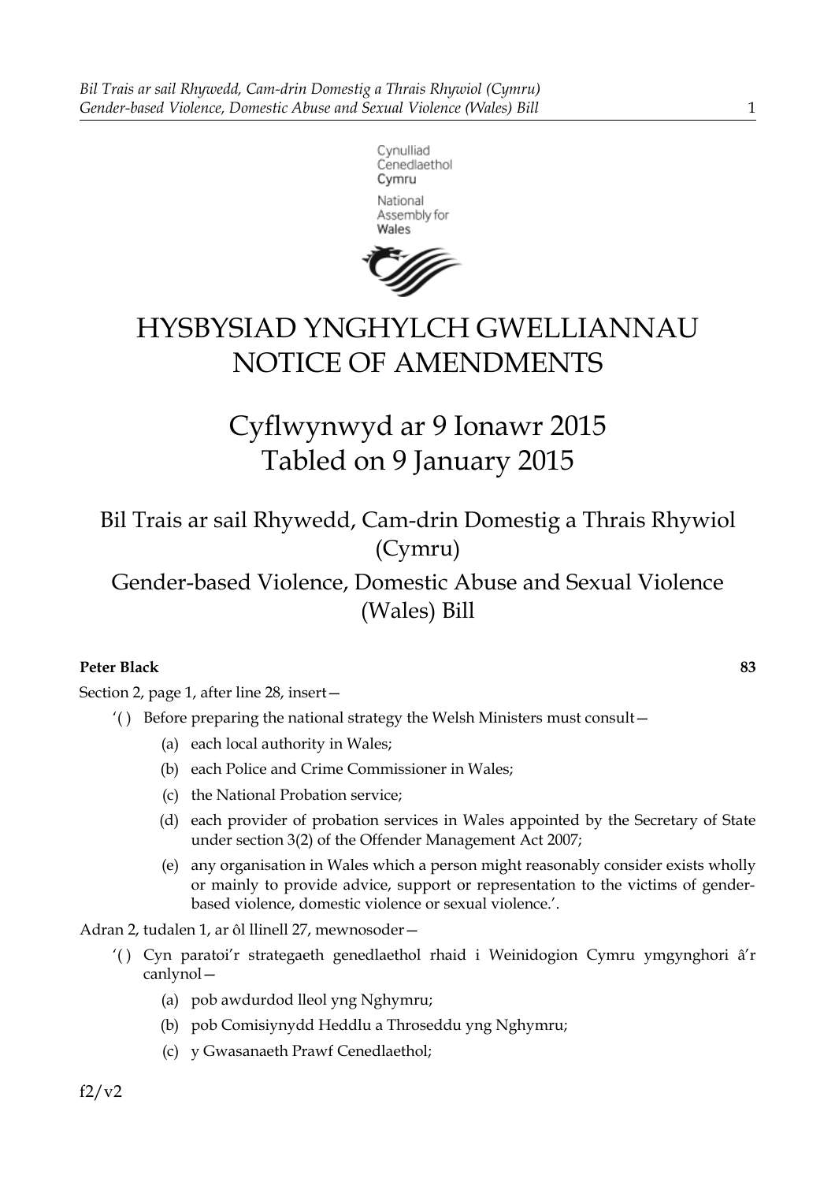Cynulliad Cenedlaethol Cymru

National Assembly for Wales

# HYSBYSIAD YNGHYLCH GWELLIANNAU
# NOTICE OF AMENDMENTS

## Cyflwynwyd ar 9 Ionawr 2015
## Tabled on 9 January 2015

### Bil Trais ar sail Rhywedd, Cam-drin Domestig a Thrais Rhywiol (Cymru)
### Gender-based Violence, Domestic Abuse and Sexual Violence (Wales) Bill

**Peter Black** **83**

Section 2, page 1, after line 28, insert—

'( ) Before preparing the national strategy the Welsh Ministers must consult—

(a) each local authority in Wales;

(b) each Police and Crime Commissioner in Wales;

(c) the National Probation service;

(d) each provider of probation services in Wales appointed by the Secretary of State under section 3(2) of the Offender Management Act 2007;

(e) any organisation in Wales which a person might reasonably consider exists wholly or mainly to provide advice, support or representation to the victims of gender-based violence, domestic violence or sexual violence.'.

Adran 2, tudalen 1, ar ôl llinell 27, mewnosoder—

'( ) Cyn paratoi'r strategaeth genedlaethol rhaid i Weinidogion Cymru ymgynghori â'r canlynol—

(a) pob awdurdod lleol yng Nghymru;

(b) pob Comisiynydd Heddlu a Throseddu yng Nghymru;

(c) y Gwasanaeth Prawf Cenedlaethol;

f2/v2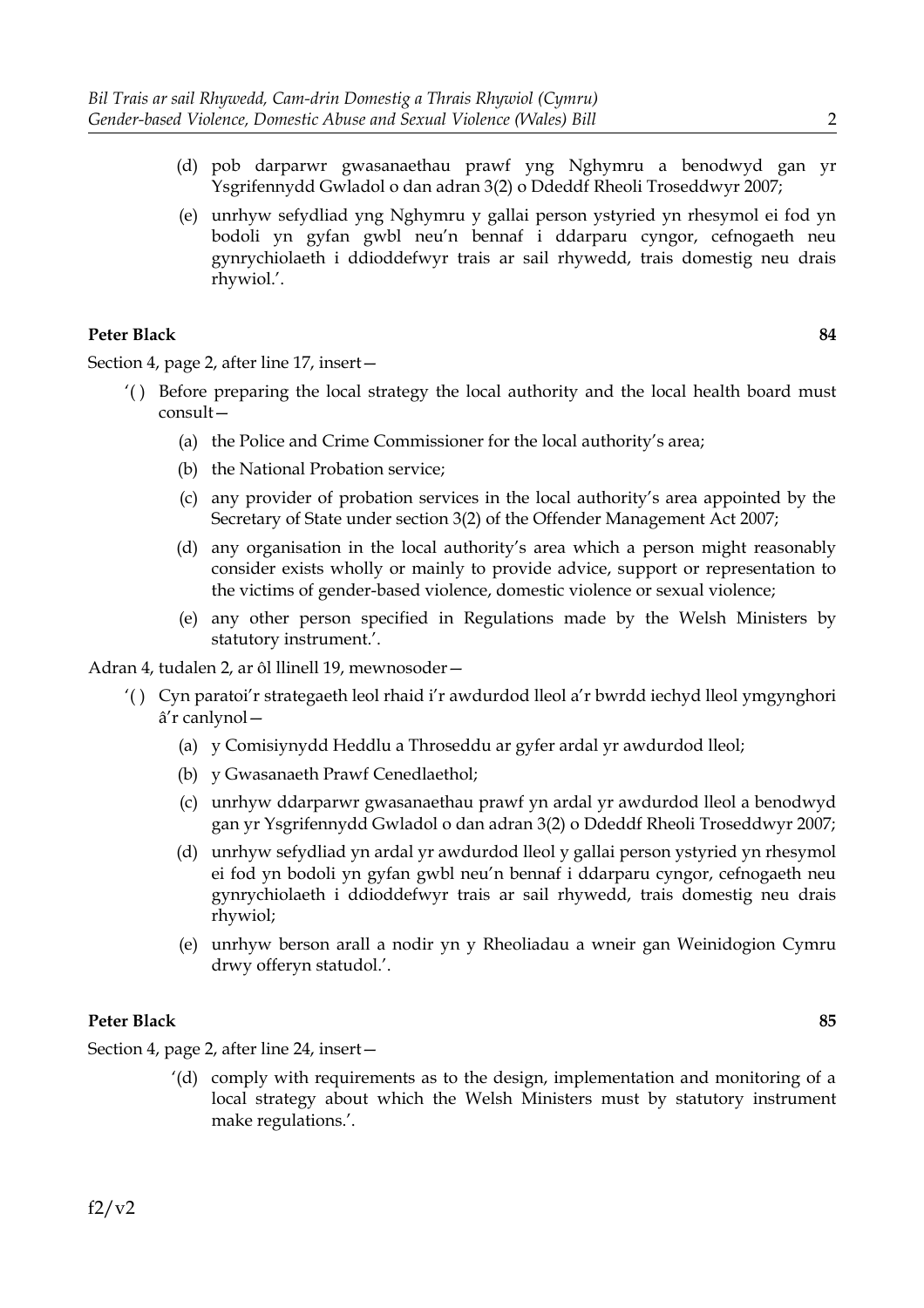(d) pob darparwr gwasanaethau prawf yng Nghymru a benodwyd gan yr Ysgrifennydd Gwladol o dan adran 3(2) o Ddeddf Rheoli Troseddwyr 2007;

(e) unrhyw sefydliad yng Nghymru y gallai person ystyried yn rhesymol ei fod yn bodoli yn gyfan gwbl neu'n bennaf i ddarparu cyngor, cefnogaeth neu gynrychiolaeth i ddioddefwyr trais ar sail rhywedd, trais domestig neu drais rhywiol.'.

**Peter Black** **84**

Section 4, page 2, after line 17, insert—

'( ) Before preparing the local strategy the local authority and the local health board must consult—

(a) the Police and Crime Commissioner for the local authority's area;

(b) the National Probation service;

(c) any provider of probation services in the local authority's area appointed by the Secretary of State under section 3(2) of the Offender Management Act 2007;

(d) any organisation in the local authority's area which a person might reasonably consider exists wholly or mainly to provide advice, support or representation to the victims of gender-based violence, domestic violence or sexual violence;

(e) any other person specified in Regulations made by the Welsh Ministers by statutory instrument.'.

Adran 4, tudalen 2, ar ôl llinell 19, mewnosoder—

'( ) Cyn paratoi'r strategaeth leol rhaid i'r awdurdod lleol a'r bwrdd iechyd lleol ymgynghori â'r canlynol—

(a) y Comisiynydd Heddlu a Throseddu ar gyfer ardal yr awdurdod lleol;

(b) y Gwasanaeth Prawf Cenedlaethol;

(c) unrhyw ddarparwr gwasanaethau prawf yn ardal yr awdurdod lleol a benodwyd gan yr Ysgrifennydd Gwladol o dan adran 3(2) o Ddeddf Rheoli Troseddwyr 2007;

(d) unrhyw sefydliad yn ardal yr awdurdod lleol y gallai person ystyried yn rhesymol ei fod yn bodoli yn gyfan gwbl neu'n bennaf i ddarparu cyngor, cefnogaeth neu gynrychiolaeth i ddioddefwyr trais ar sail rhywedd, trais domestig neu drais rhywiol;

(e) unrhyw berson arall a nodir yn y Rheoliadau a wneir gan Weinidogion Cymru drwy offeryn statudol.'.

**Peter Black** **85**

Section 4, page 2, after line 24, insert—

'(d) comply with requirements as to the design, implementation and monitoring of a local strategy about which the Welsh Ministers must by statutory instrument make regulations.'.

f2/v2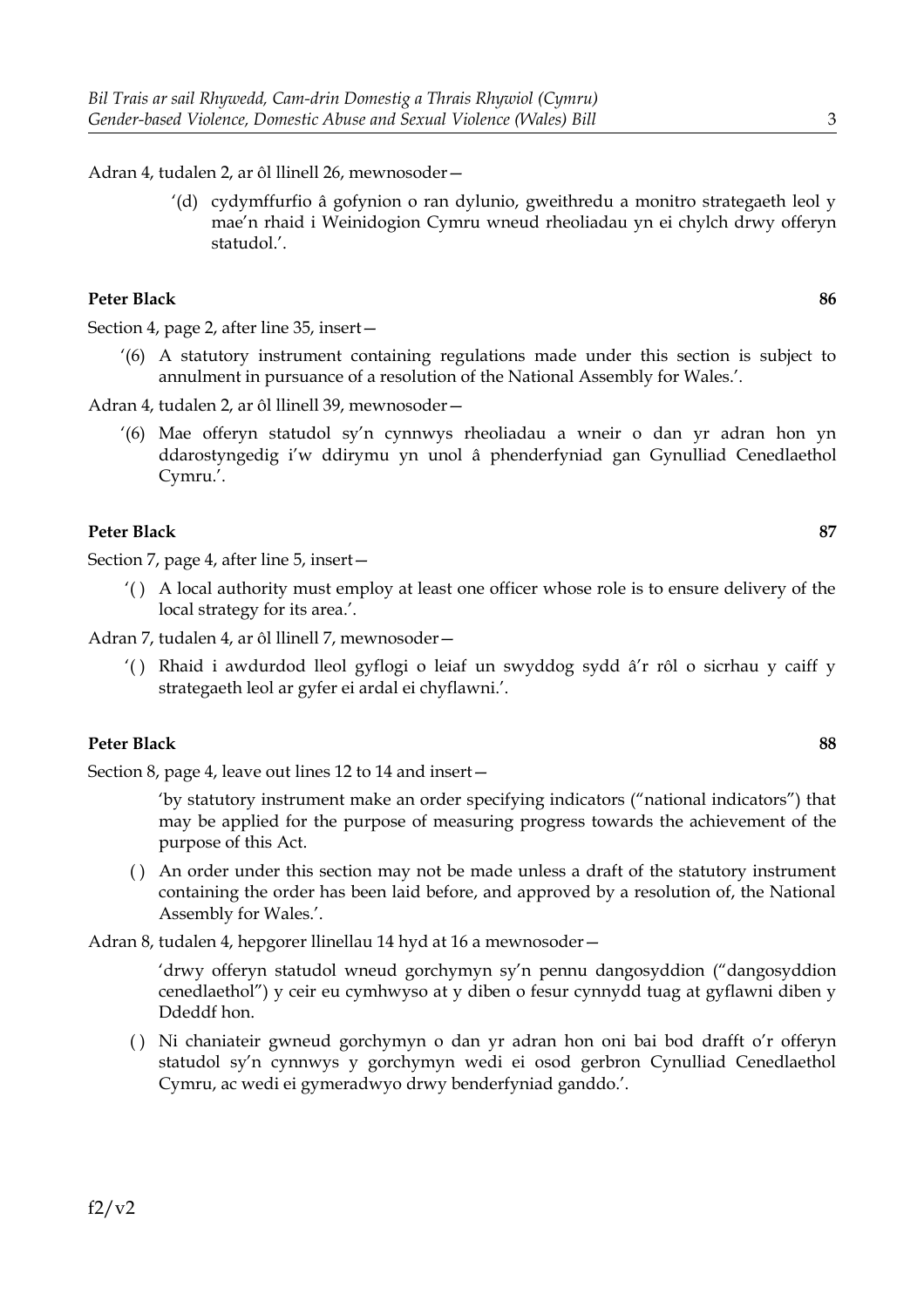Adran 4, tudalen 2, ar ôl llinell 26, mewnosoder—

> '(d) cydymffurfio â gofynion o ran dylunio, gweithredu a monitro strategaeth leol y mae'n rhaid i Weinidogion Cymru wneud rheoliadau yn ei chylch drwy offeryn statudol.'.

**Peter Black** **86**

Section 4, page 2, after line 35, insert—

> '(6) A statutory instrument containing regulations made under this section is subject to annulment in pursuance of a resolution of the National Assembly for Wales.'.

Adran 4, tudalen 2, ar ôl llinell 39, mewnosoder—

> '(6) Mae offeryn statudol sy'n cynnwys rheoliadau a wneir o dan yr adran hon yn ddarostyngedig i'w ddirymu yn unol â phenderfyniad gan Gynulliad Cenedlaethol Cymru.'.

**Peter Black** **87**

Section 7, page 4, after line 5, insert—

> '( ) A local authority must employ at least one officer whose role is to ensure delivery of the local strategy for its area.'.

Adran 7, tudalen 4, ar ôl llinell 7, mewnosoder—

> '( ) Rhaid i awdurdod lleol gyflogi o leiaf un swyddog sydd â'r rôl o sicrhau y caiff y strategaeth leol ar gyfer ei ardal ei chyflawni.'.

**Peter Black** **88**

Section 8, page 4, leave out lines 12 to 14 and insert—

> 'by statutory instrument make an order specifying indicators ("national indicators") that may be applied for the purpose of measuring progress towards the achievement of the purpose of this Act.
>
> ( ) An order under this section may not be made unless a draft of the statutory instrument containing the order has been laid before, and approved by a resolution of, the National Assembly for Wales.'.

Adran 8, tudalen 4, hepgorer llinellau 14 hyd at 16 a mewnosoder—

> 'drwy offeryn statudol wneud gorchymyn sy'n pennu dangosyddion ("dangosyddion cenedlaethol") y ceir eu cymhwyso at y diben o fesur cynnydd tuag at gyflawni diben y Ddeddf hon.
>
> ( ) Ni chaniateir gwneud gorchymyn o dan yr adran hon oni bai bod drafft o'r offeryn statudol sy'n cynnwys y gorchymyn wedi ei osod gerbron Cynulliad Cenedlaethol Cymru, ac wedi ei gymeradwyo drwy benderfyniad ganddo.'.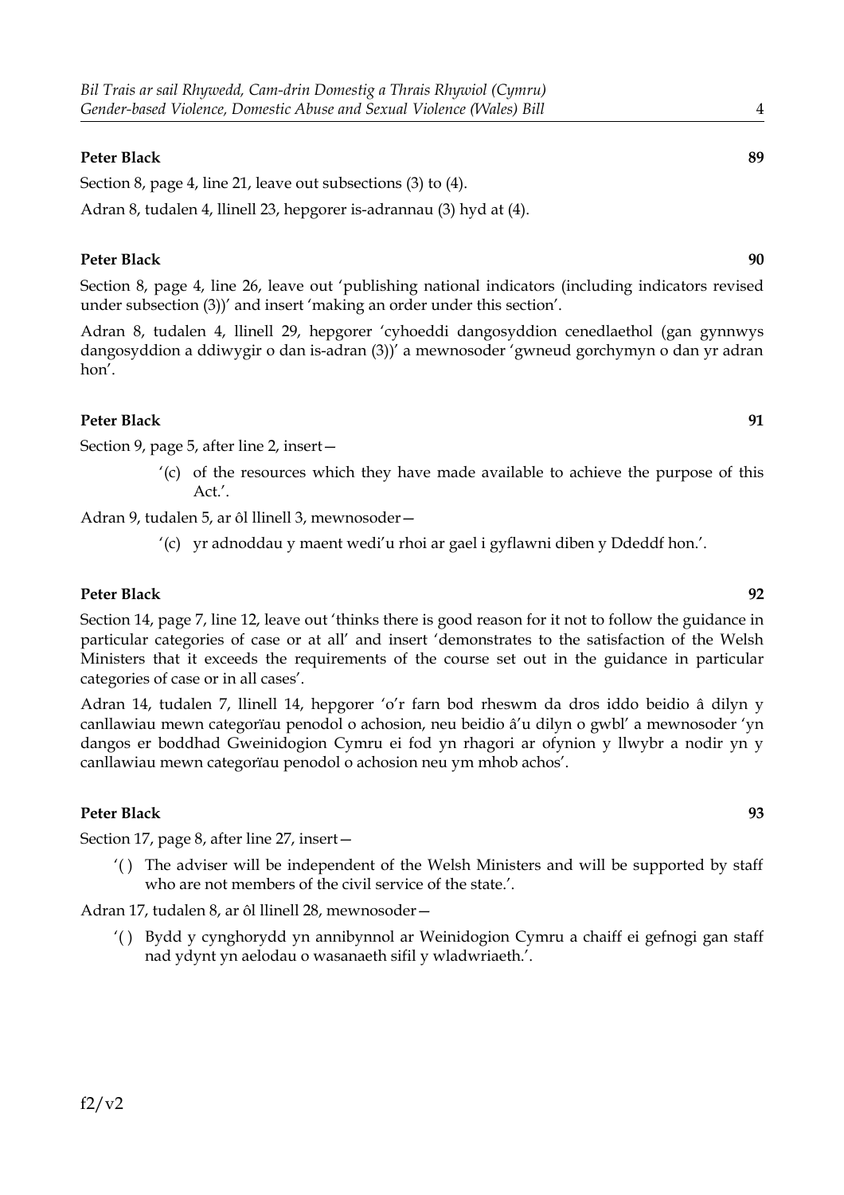**Peter Black** **89**

Section 8, page 4, line 21, leave out subsections (3) to (4).

Adran 8, tudalen 4, llinell 23, hepgorer is-adrannau (3) hyd at (4).

**Peter Black** **90**

Section 8, page 4, line 26, leave out 'publishing national indicators (including indicators revised under subsection (3))' and insert 'making an order under this section'.

Adran 8, tudalen 4, llinell 29, hepgorer 'cyhoeddi dangosyddion cenedlaethol (gan gynnwys dangosyddion a ddiwygir o dan is-adran (3))' a mewnosoder 'gwneud gorchymyn o dan yr adran hon'.

**Peter Black** **91**

Section 9, page 5, after line 2, insert—

> '(c) of the resources which they have made available to achieve the purpose of this Act.'.

Adran 9, tudalen 5, ar ôl llinell 3, mewnosoder—

> '(c) yr adnoddau y maent wedi'u rhoi ar gael i gyflawni diben y Ddeddf hon.'.

**Peter Black** **92**

Section 14, page 7, line 12, leave out 'thinks there is good reason for it not to follow the guidance in particular categories of case or at all' and insert 'demonstrates to the satisfaction of the Welsh Ministers that it exceeds the requirements of the course set out in the guidance in particular categories of case or in all cases'.

Adran 14, tudalen 7, llinell 14, hepgorer 'o'r farn bod rheswm da dros iddo beidio â dilyn y canllawiau mewn categorïau penodol o achosion, neu beidio â'u dilyn o gwbl' a mewnosoder 'yn dangos er boddhad Gweinidogion Cymru ei fod yn rhagori ar ofynion y llwybr a nodir yn y canllawiau mewn categorïau penodol o achosion neu ym mhob achos'.

**Peter Black** **93**

Section 17, page 8, after line 27, insert—

> '( ) The adviser will be independent of the Welsh Ministers and will be supported by staff who are not members of the civil service of the state.'.

Adran 17, tudalen 8, ar ôl llinell 28, mewnosoder—

> '( ) Bydd y cynghorydd yn annibynnol ar Weinidogion Cymru a chaiff ei gefnogi gan staff nad ydynt yn aelodau o wasanaeth sifil y wladwriaeth.'.

f2/v2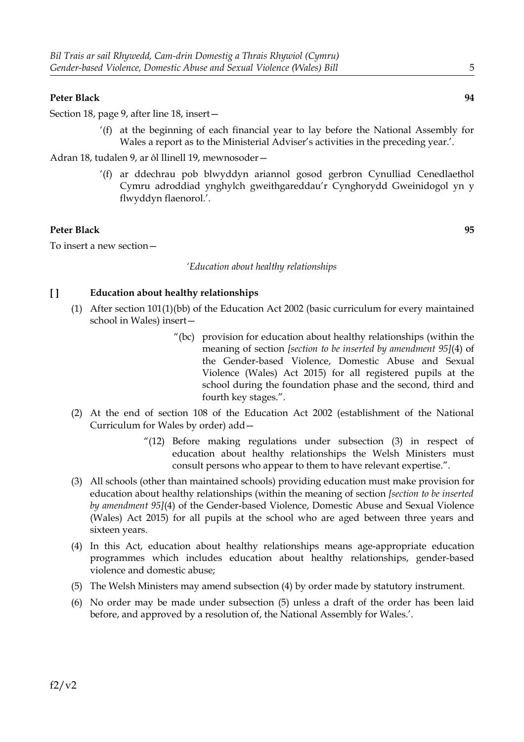**Peter Black** **94**

Section 18, page 9, after line 18, insert—

> ‘(f) at the beginning of each financial year to lay before the National Assembly for Wales a report as to the Ministerial Adviser’s activities in the preceding year.’.

Adran 18, tudalen 9, ar ôl llinell 19, mewnosoder—

> ‘(f) ar ddechrau pob blwyddyn ariannol gosod gerbron Cynulliad Cenedlaethol Cymru adroddiad ynghylch gweithgareddau’r Cynghorydd Gweinidogol yn y flwyddyn flaenorol.’.

**Peter Black** **95**

To insert a new section—

*‘Education about healthy relationships*

**[ ] Education about healthy relationships**

(1) After section 101(1)(bb) of the Education Act 2002 (basic curriculum for every maintained school in Wales) insert—

> “(bc) provision for education about healthy relationships (within the meaning of section *[section to be inserted by amendment 95]*(4) of the Gender-based Violence, Domestic Abuse and Sexual Violence (Wales) Act 2015) for all registered pupils at the school during the foundation phase and the second, third and fourth key stages.”.

(2) At the end of section 108 of the Education Act 2002 (establishment of the National Curriculum for Wales by order) add—

> “(12) Before making regulations under subsection (3) in respect of education about healthy relationships the Welsh Ministers must consult persons who appear to them to have relevant expertise.”.

(3) All schools (other than maintained schools) providing education must make provision for education about healthy relationships (within the meaning of section *[section to be inserted by amendment 95]*(4) of the Gender-based Violence, Domestic Abuse and Sexual Violence (Wales) Act 2015) for all pupils at the school who are aged between three years and sixteen years.

(4) In this Act, education about healthy relationships means age-appropriate education programmes which includes education about healthy relationships, gender-based violence and domestic abuse;

(5) The Welsh Ministers may amend subsection (4) by order made by statutory instrument.

(6) No order may be made under subsection (5) unless a draft of the order has been laid before, and approved by a resolution of, the National Assembly for Wales.’.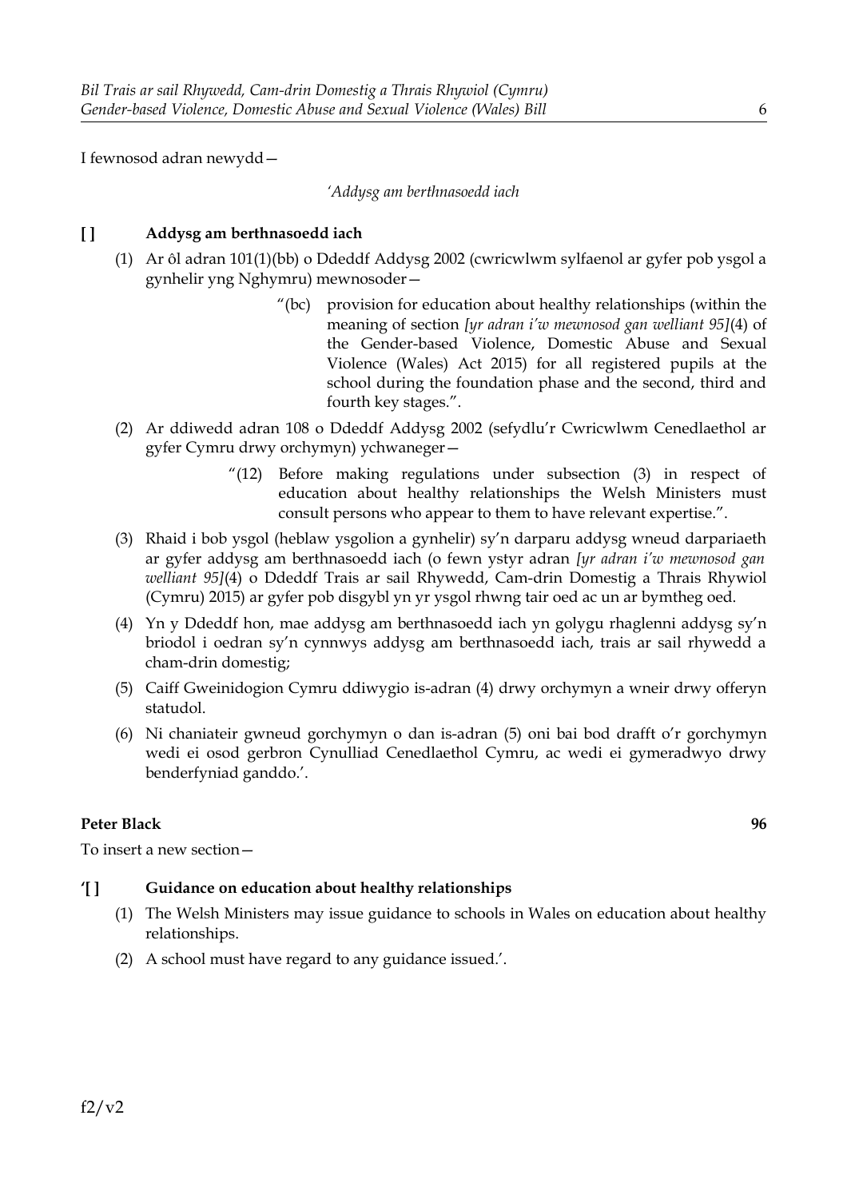I fewnosod adran newydd—

*'Addysg am berthnasoedd iach*

**[ ] Addysg am berthnasoedd iach**

(1) Ar ôl adran 101(1)(bb) o Ddeddf Addysg 2002 (cwricwlwm sylfaenol ar gyfer pob ysgol a gynhelir yng Nghymru) mewnosoder—

> "(bc) provision for education about healthy relationships (within the meaning of section *[yr adran i'w mewnosod gan welliant 95]*(4) of the Gender-based Violence, Domestic Abuse and Sexual Violence (Wales) Act 2015) for all registered pupils at the school during the foundation phase and the second, third and fourth key stages.".

(2) Ar ddiwedd adran 108 o Ddeddf Addysg 2002 (sefydlu'r Cwricwlwm Cenedlaethol ar gyfer Cymru drwy orchymyn) ychwaneger—

> "(12) Before making regulations under subsection (3) in respect of education about healthy relationships the Welsh Ministers must consult persons who appear to them to have relevant expertise.".

(3) Rhaid i bob ysgol (heblaw ysgolion a gynhelir) sy'n darparu addysg wneud darpariaeth ar gyfer addysg am berthnasoedd iach (o fewn ystyr adran *[yr adran i'w mewnosod gan welliant 95]*(4) o Ddeddf Trais ar sail Rhywedd, Cam-drin Domestig a Thrais Rhywiol (Cymru) 2015) ar gyfer pob disgybl yn yr ysgol rhwng tair oed ac un ar bymtheg oed.

(4) Yn y Ddeddf hon, mae addysg am berthnasoedd iach yn golygu rhaglenni addysg sy'n briodol i oedran sy'n cynnwys addysg am berthnasoedd iach, trais ar sail rhywedd a cham-drin domestig;

(5) Caiff Gweinidogion Cymru ddiwygio is-adran (4) drwy orchymyn a wneir drwy offeryn statudol.

(6) Ni chaniateir gwneud gorchymyn o dan is-adran (5) oni bai bod drafft o'r gorchymyn wedi ei osod gerbron Cynulliad Cenedlaethol Cymru, ac wedi ei gymeradwyo drwy benderfyniad ganddo.'.

**Peter Black** **96**

To insert a new section—

**'[ ] Guidance on education about healthy relationships**

(1) The Welsh Ministers may issue guidance to schools in Wales on education about healthy relationships.

(2) A school must have regard to any guidance issued.'.

f2/v2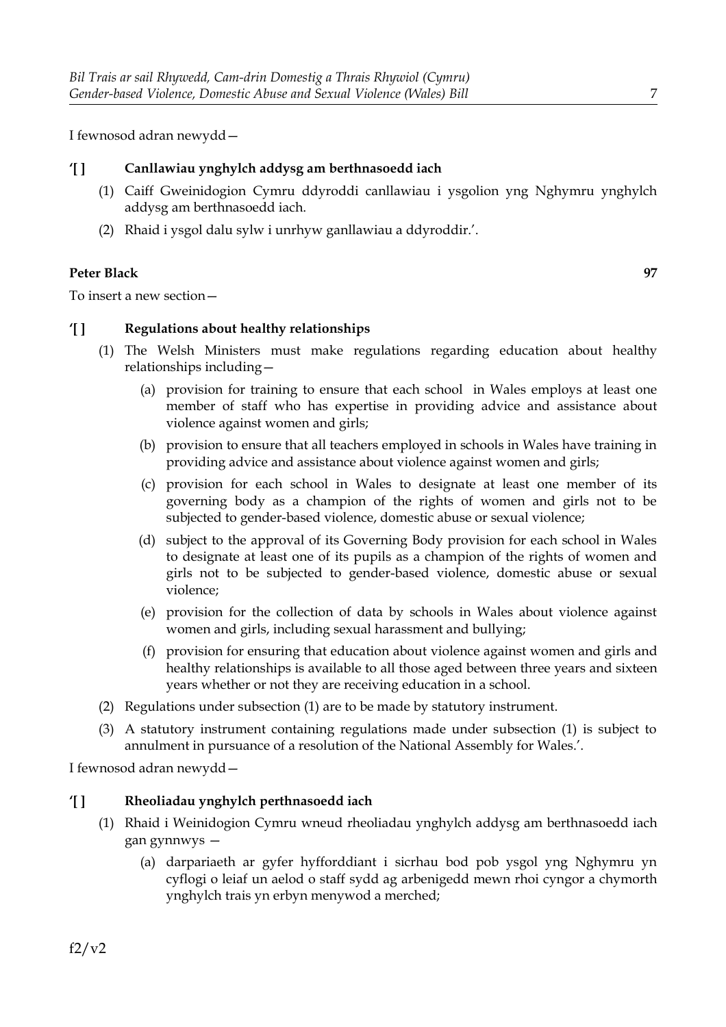I fewnosod adran newydd—

**'[ ] Canllawiau ynghylch addysg am berthnasoedd iach**

(1) Caiff Gweinidogion Cymru ddyroddi canllawiau i ysgolion yng Nghymru ynghylch addysg am berthnasoedd iach.

(2) Rhaid i ysgol dalu sylw i unrhyw ganllawiau a ddyroddir.'.

**Peter Black** **97**

To insert a new section—

**'[ ] Regulations about healthy relationships**

(1) The Welsh Ministers must make regulations regarding education about healthy relationships including—

(a) provision for training to ensure that each school in Wales employs at least one member of staff who has expertise in providing advice and assistance about violence against women and girls;

(b) provision to ensure that all teachers employed in schools in Wales have training in providing advice and assistance about violence against women and girls;

(c) provision for each school in Wales to designate at least one member of its governing body as a champion of the rights of women and girls not to be subjected to gender-based violence, domestic abuse or sexual violence;

(d) subject to the approval of its Governing Body provision for each school in Wales to designate at least one of its pupils as a champion of the rights of women and girls not to be subjected to gender-based violence, domestic abuse or sexual violence;

(e) provision for the collection of data by schools in Wales about violence against women and girls, including sexual harassment and bullying;

(f) provision for ensuring that education about violence against women and girls and healthy relationships is available to all those aged between three years and sixteen years whether or not they are receiving education in a school.

(2) Regulations under subsection (1) are to be made by statutory instrument.

(3) A statutory instrument containing regulations made under subsection (1) is subject to annulment in pursuance of a resolution of the National Assembly for Wales.'.

I fewnosod adran newydd—

**'[ ] Rheoliadau ynghylch perthnasoedd iach**

(1) Rhaid i Weinidogion Cymru wneud rheoliadau ynghylch addysg am berthnasoedd iach gan gynnwys —

(a) darpariaeth ar gyfer hyfforddiant i sicrhau bod pob ysgol yng Nghymru yn cyflogi o leiaf un aelod o staff sydd ag arbenigedd mewn rhoi cyngor a chymorth ynghylch trais yn erbyn menywod a merched;

f2/v2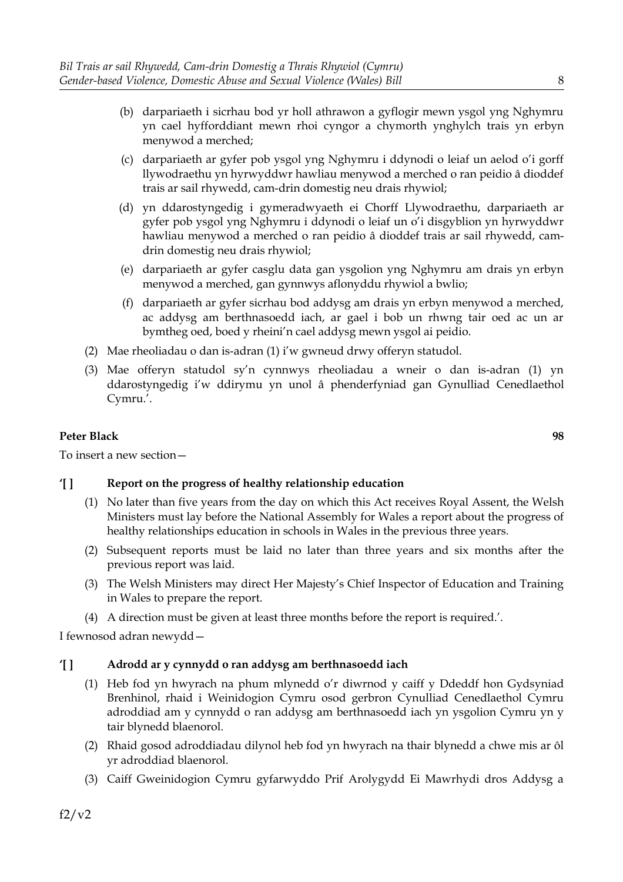(b) darpariaeth i sicrhau bod yr holl athrawon a gyflogir mewn ysgol yng Nghymru yn cael hyfforddiant mewn rhoi cyngor a chymorth ynghylch trais yn erbyn menywod a merched;

(c) darpariaeth ar gyfer pob ysgol yng Nghymru i ddynodi o leiaf un aelod o'i gorff llywodraethu yn hyrwyddwr hawliau menywod a merched o ran peidio â dioddef trais ar sail rhywedd, cam-drin domestig neu drais rhywiol;

(d) yn ddarostyngedig i gymeradwyaeth ei Chorff Llywodraethu, darpariaeth ar gyfer pob ysgol yng Nghymru i ddynodi o leiaf un o'i disgyblion yn hyrwyddwr hawliau menywod a merched o ran peidio â dioddef trais ar sail rhywedd, cam-drin domestig neu drais rhywiol;

(e) darpariaeth ar gyfer casglu data gan ysgolion yng Nghymru am drais yn erbyn menywod a merched, gan gynnwys aflonyddu rhywiol a bwlio;

(f) darpariaeth ar gyfer sicrhau bod addysg am drais yn erbyn menywod a merched, ac addysg am berthnasoedd iach, ar gael i bob un rhwng tair oed ac un ar bymtheg oed, boed y rheini'n cael addysg mewn ysgol ai peidio.

(2) Mae rheoliadau o dan is-adran (1) i'w gwneud drwy offeryn statudol.

(3) Mae offeryn statudol sy'n cynnwys rheoliadau a wneir o dan is-adran (1) yn ddarostyngedig i'w ddirymu yn unol â phenderfyniad gan Gynulliad Cenedlaethol Cymru.'.

**Peter Black** **98**

To insert a new section—

**'[ ] Report on the progress of healthy relationship education**

(1) No later than five years from the day on which this Act receives Royal Assent, the Welsh Ministers must lay before the National Assembly for Wales a report about the progress of healthy relationships education in schools in Wales in the previous three years.

(2) Subsequent reports must be laid no later than three years and six months after the previous report was laid.

(3) The Welsh Ministers may direct Her Majesty's Chief Inspector of Education and Training in Wales to prepare the report.

(4) A direction must be given at least three months before the report is required.'.

I fewnosod adran newydd—

**'[ ] Adrodd ar y cynnydd o ran addysg am berthnasoedd iach**

(1) Heb fod yn hwyrach na phum mlynedd o'r diwrnod y caiff y Ddeddf hon Gydsyniad Brenhinol, rhaid i Weinidogion Cymru osod gerbron Cynulliad Cenedlaethol Cymru adroddiad am y cynnydd o ran addysg am berthnasoedd iach yn ysgolion Cymru yn y tair blynedd blaenorol.

(2) Rhaid gosod adroddiadau dilynol heb fod yn hwyrach na thair blynedd a chwe mis ar ôl yr adroddiad blaenorol.

(3) Caiff Gweinidogion Cymru gyfarwyddo Prif Arolygydd Ei Mawrhydi dros Addysg a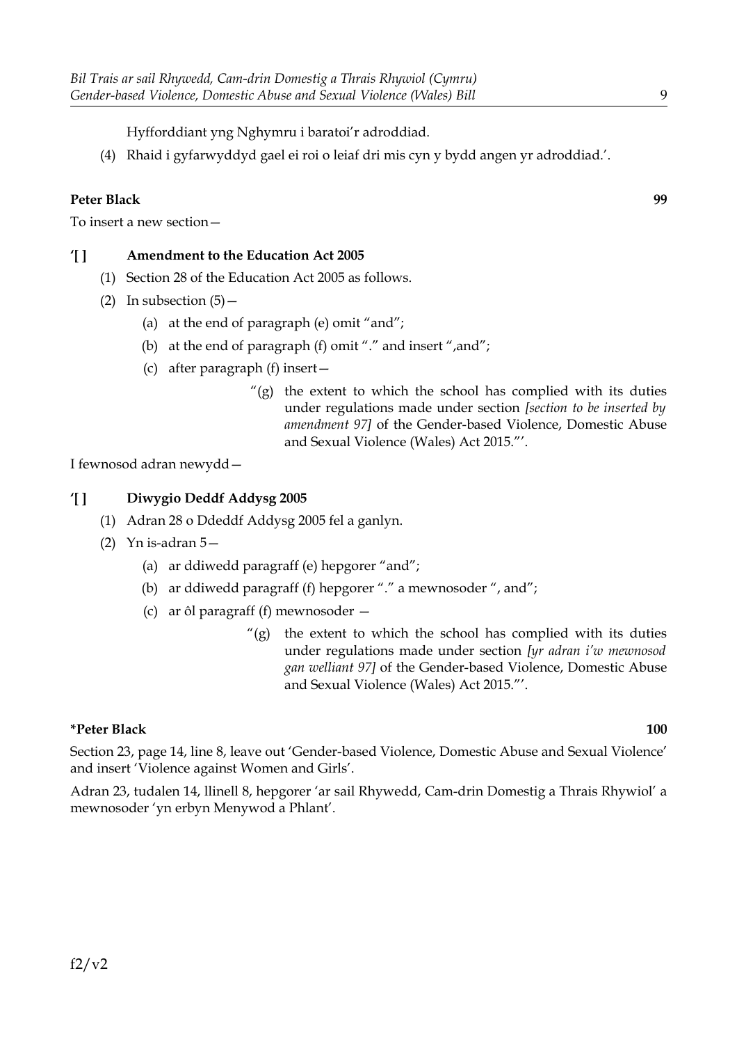Hyfforddiant yng Nghymru i baratoi'r adroddiad.

(4) Rhaid i gyfarwyddyd gael ei roi o leiaf dri mis cyn y bydd angen yr adroddiad.'.

**Peter Black** **99**

To insert a new section—

**'[ ] Amendment to the Education Act 2005**

(1) Section 28 of the Education Act 2005 as follows.

(2) In subsection (5)—

(a) at the end of paragraph (e) omit "and";

(b) at the end of paragraph (f) omit "." and insert ",and";

(c) after paragraph (f) insert—

"(g) the extent to which the school has complied with its duties under regulations made under section *[section to be inserted by amendment 97]* of the Gender-based Violence, Domestic Abuse and Sexual Violence (Wales) Act 2015."'.

I fewnosod adran newydd—

**'[ ] Diwygio Deddf Addysg 2005**

(1) Adran 28 o Ddeddf Addysg 2005 fel a ganlyn.

(2) Yn is-adran 5—

(a) ar ddiwedd paragraff (e) hepgorer "and";

(b) ar ddiwedd paragraff (f) hepgorer "." a mewnosoder ", and";

(c) ar ôl paragraff (f) mewnosoder —

"(g) the extent to which the school has complied with its duties under regulations made under section *[yr adran i'w mewnosod gan welliant 97]* of the Gender-based Violence, Domestic Abuse and Sexual Violence (Wales) Act 2015."'.

**\*Peter Black** **100**

Section 23, page 14, line 8, leave out 'Gender-based Violence, Domestic Abuse and Sexual Violence' and insert 'Violence against Women and Girls'.

Adran 23, tudalen 14, llinell 8, hepgorer 'ar sail Rhywedd, Cam-drin Domestig a Thrais Rhywiol' a mewnosoder 'yn erbyn Menywod a Phlant'.

f2/v2